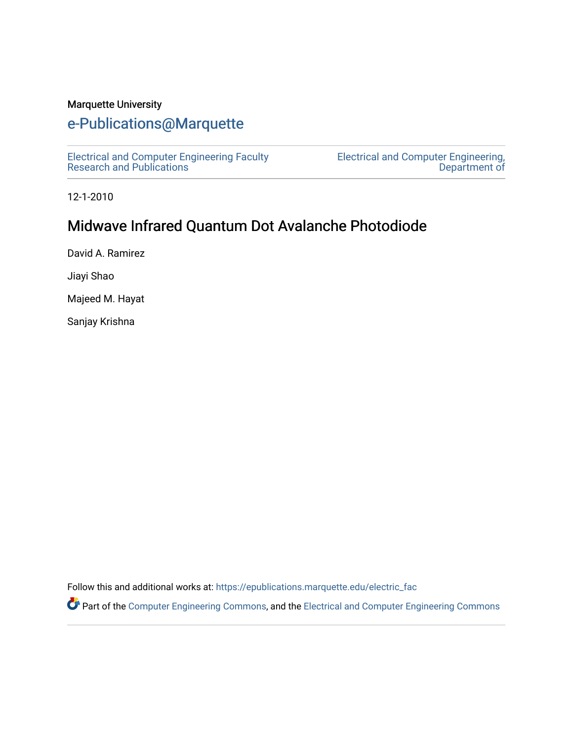Marquette University

# e-Publications@Marquette

Electrical and Computer Engineering Faculty Research and Publications

Electrical and Computer Engineering, Department of

12-1-2010

## Midwave Infrared Quantum Dot Avalanche Photodiode

David A. Ramirez

Jiayi Shao

Majeed M. Hayat

Sanjay Krishna

Follow this and additional works at: https://epublications.marquette.edu/electric_fac

Part of the Computer Engineering Commons, and the Electrical and Computer Engineering Commons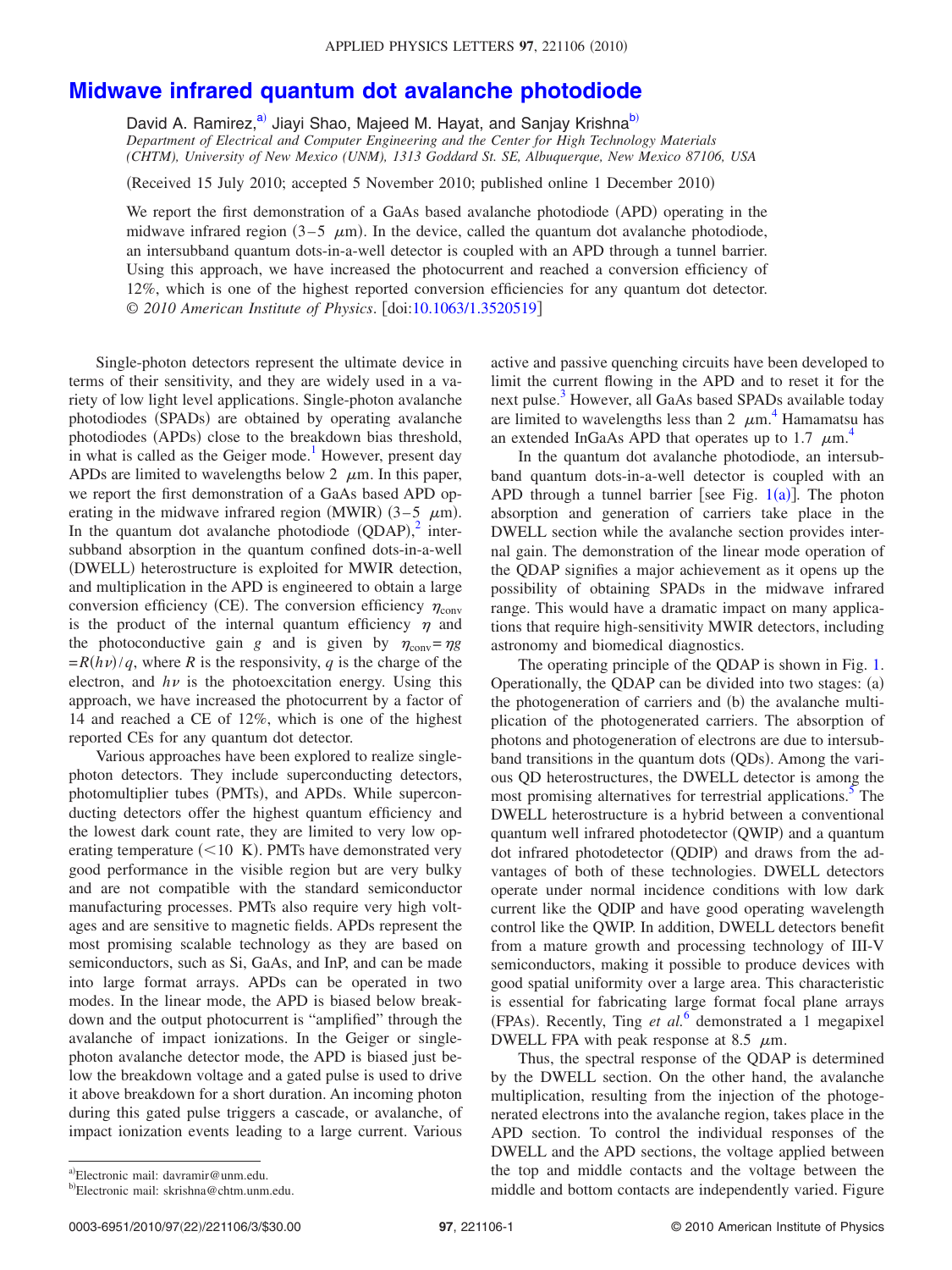# Midwave infrared quantum dot avalanche photodiode

David A. Ramirez,[a] Jiayi Shao, Majeed M. Hayat, and Sanjay Krishna[b]

*Department of Electrical and Computer Engineering and the Center for High Technology Materials (CHTM), University of New Mexico (UNM), 1313 Goddard St. SE, Albuquerque, New Mexico 87106, USA*

(Received 15 July 2010; accepted 5 November 2010; published online 1 December 2010)

We report the first demonstration of a GaAs based avalanche photodiode (APD) operating in the midwave infrared region (3–5 $\mu$m). In the device, called the quantum dot avalanche photodiode, an intersubband quantum dots-in-a-well detector is coupled with an APD through a tunnel barrier. Using this approach, we have increased the photocurrent and reached a conversion efficiency of 12%, which is one of the highest reported conversion efficiencies for any quantum dot detector. © *2010 American Institute of Physics*. [doi:10.1063/1.3520519]

Single-photon detectors represent the ultimate device in terms of their sensitivity, and they are widely used in a variety of low light level applications. Single-photon avalanche photodiodes (SPADs) are obtained by operating avalanche photodiodes (APDs) close to the breakdown bias threshold, in what is called as the Geiger mode.[1] However, present day APDs are limited to wavelengths below 2 $\mu$m. In this paper, we report the first demonstration of a GaAs based APD operating in the midwave infrared region (MWIR) (3–5 $\mu$m). In the quantum dot avalanche photodiode (QDAP),[2] intersubband absorption in the quantum confined dots-in-a-well (DWELL) heterostructure is exploited for MWIR detection, and multiplication in the APD is engineered to obtain a large conversion efficiency (CE). The conversion efficiency $\eta_{\text{conv}}$ is the product of the internal quantum efficiency $\eta$ and the photoconductive gain $g$ and is given by $\eta_{\text{conv}} = \eta g = R(h\nu)/q$, where $R$ is the responsivity, $q$ is the charge of the electron, and $h\nu$ is the photoexcitation energy. Using this approach, we have increased the photocurrent by a factor of 14 and reached a CE of 12%, which is one of the highest reported CEs for any quantum dot detector.

Various approaches have been explored to realize single-photon detectors. They include superconducting detectors, photomultiplier tubes (PMTs), and APDs. While superconducting detectors offer the highest quantum efficiency and the lowest dark count rate, they are limited to very low operating temperature (<10 K). PMTs have demonstrated very good performance in the visible region but are very bulky and are not compatible with the standard semiconductor manufacturing processes. PMTs also require very high voltages and are sensitive to magnetic fields. APDs represent the most promising scalable technology as they are based on semiconductors, such as Si, GaAs, and InP, and can be made into large format arrays. APDs can be operated in two modes. In the linear mode, the APD is biased below breakdown and the output photocurrent is "amplified" through the avalanche of impact ionizations. In the Geiger or single-photon avalanche detector mode, the APD is biased just below the breakdown voltage and a gated pulse is used to drive it above breakdown for a short duration. An incoming photon during this gated pulse triggers a cascade, or avalanche, of impact ionization events leading to a large current. Various active and passive quenching circuits have been developed to limit the current flowing in the APD and to reset it for the next pulse.[3] However, all GaAs based SPADs available today are limited to wavelengths less than 2 $\mu$m.[4] Hamamatsu has an extended InGaAs APD that operates up to 1.7 $\mu$m.[4]

In the quantum dot avalanche photodiode, an intersubband quantum dots-in-a-well detector is coupled with an APD through a tunnel barrier [see Fig. 1(a)]. The photon absorption and generation of carriers take place in the DWELL section while the avalanche section provides internal gain. The demonstration of the linear mode operation of the QDAP signifies a major achievement as it opens up the possibility of obtaining SPADs in the midwave infrared range. This would have a dramatic impact on many applications that require high-sensitivity MWIR detectors, including astronomy and biomedical diagnostics.

The operating principle of the QDAP is shown in Fig. 1. Operationally, the QDAP can be divided into two stages: (a) the photogeneration of carriers and (b) the avalanche multiplication of the photogenerated carriers. The absorption of photons and photogeneration of electrons are due to intersubband transitions in the quantum dots (QDs). Among the various QD heterostructures, the DWELL detector is among the most promising alternatives for terrestrial applications.[5] The DWELL heterostructure is a hybrid between a conventional quantum well infrared photodetector (QWIP) and a quantum dot infrared photodetector (QDIP) and draws from the advantages of both of these technologies. DWELL detectors operate under normal incidence conditions with low dark current like the QDIP and have good operating wavelength control like the QWIP. In addition, DWELL detectors benefit from a mature growth and processing technology of III-V semiconductors, making it possible to produce devices with good spatial uniformity over a large area. This characteristic is essential for fabricating large format focal plane arrays (FPAs). Recently, Ting *et al.*[6] demonstrated a 1 megapixel DWELL FPA with peak response at 8.5 $\mu$m.

Thus, the spectral response of the QDAP is determined by the DWELL section. On the other hand, the avalanche multiplication, resulting from the injection of the photogenerated electrons into the avalanche region, takes place in the APD section. To control the individual responses of the DWELL and the APD sections, the voltage applied between the top and middle contacts and the voltage between the middle and bottom contacts are independently varied. Figure

[a]Electronic mail: davramir@unm.edu.

[b]Electronic mail: skrishna@chtm.unm.edu.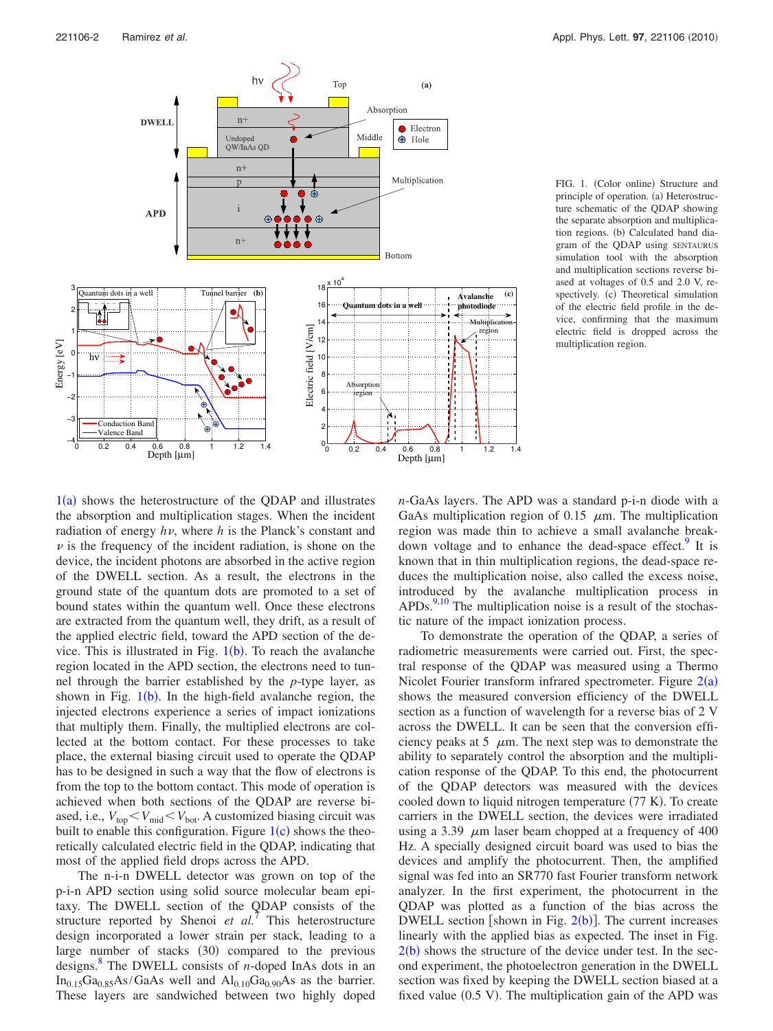FIG. 1. (Color online) Structure and principle of operation. (a) Heterostructure schematic of the QDAP showing the separate absorption and multiplication regions. (b) Calculated band diagram of the QDAP using SENTAURUS simulation tool with the absorption and multiplication sections reverse biased at voltages of 0.5 and 2.0 V, respectively. (c) Theoretical simulation of the electric field profile in the device, confirming that the maximum electric field is dropped across the multiplication region.

1(a) shows the heterostructure of the QDAP and illustrates the absorption and multiplication stages. When the incident radiation of energy $h\nu$, where $h$ is the Planck's constant and $\nu$ is the frequency of the incident radiation, is shone on the device, the incident photons are absorbed in the active region of the DWELL section. As a result, the electrons in the ground state of the quantum dots are promoted to a set of bound states within the quantum well. Once these electrons are extracted from the quantum well, they drift, as a result of the applied electric field, toward the APD section of the device. This is illustrated in Fig. 1(b). To reach the avalanche region located in the APD section, the electrons need to tunnel through the barrier established by the $p$-type layer, as shown in Fig. 1(b). In the high-field avalanche region, the injected electrons experience a series of impact ionizations that multiply them. Finally, the multiplied electrons are collected at the bottom contact. For these processes to take place, the external biasing circuit used to operate the QDAP has to be designed in such a way that the flow of electrons is from the top to the bottom contact. This mode of operation is achieved when both sections of the QDAP are reverse biased, i.e., $V_{top} < V_{mid} < V_{bot}$. A customized biasing circuit was built to enable this configuration. Figure 1(c) shows the theoretically calculated electric field in the QDAP, indicating that most of the applied field drops across the APD.

The n-i-n DWELL detector was grown on top of the p-i-n APD section using solid source molecular beam epitaxy. The DWELL section of the QDAP consists of the structure reported by Shenoi *et al.*[7] This heterostructure design incorporated a lower strain per stack, leading to a large number of stacks (30) compared to the previous designs.[8] The DWELL consists of $n$-doped InAs dots in an $In_{0.15}Ga_{0.85}As$/GaAs well and $Al_{0.10}Ga_{0.90}As$ as the barrier. These layers are sandwiched between two highly doped $n$-GaAs layers. The APD was a standard p-i-n diode with a GaAs multiplication region of 0.15 $\mu$m. The multiplication region was made thin to achieve a small avalanche breakdown voltage and to enhance the dead-space effect.[9] It is known that in thin multiplication regions, the dead-space reduces the multiplication noise, also called the excess noise, introduced by the avalanche multiplication process in APDs.[9,10] The multiplication noise is a result of the stochastic nature of the impact ionization process.

To demonstrate the operation of the QDAP, a series of radiometric measurements were carried out. First, the spectral response of the QDAP was measured using a Thermo Nicolet Fourier transform infrared spectrometer. Figure 2(a) shows the measured conversion efficiency of the DWELL section as a function of wavelength for a reverse bias of 2 V across the DWELL. It can be seen that the conversion efficiency peaks at 5 $\mu$m. The next step was to demonstrate the ability to separately control the absorption and the multiplication response of the QDAP. To this end, the photocurrent of the QDAP detectors was measured with the devices cooled down to liquid nitrogen temperature (77 K). To create carriers in the DWELL section, the devices were irradiated using a 3.39 $\mu$m laser beam chopped at a frequency of 400 Hz. A specially designed circuit board was used to bias the devices and amplify the photocurrent. Then, the amplified signal was fed into an SR770 fast Fourier transform network analyzer. In the first experiment, the photocurrent in the QDAP was plotted as a function of the bias across the DWELL section [shown in Fig. 2(b)]. The current increases linearly with the applied bias as expected. The inset in Fig. 2(b) shows the structure of the device under test. In the second experiment, the photoelectron generation in the DWELL section was fixed by keeping the DWELL section biased at a fixed value (0.5 V). The multiplication gain of the APD was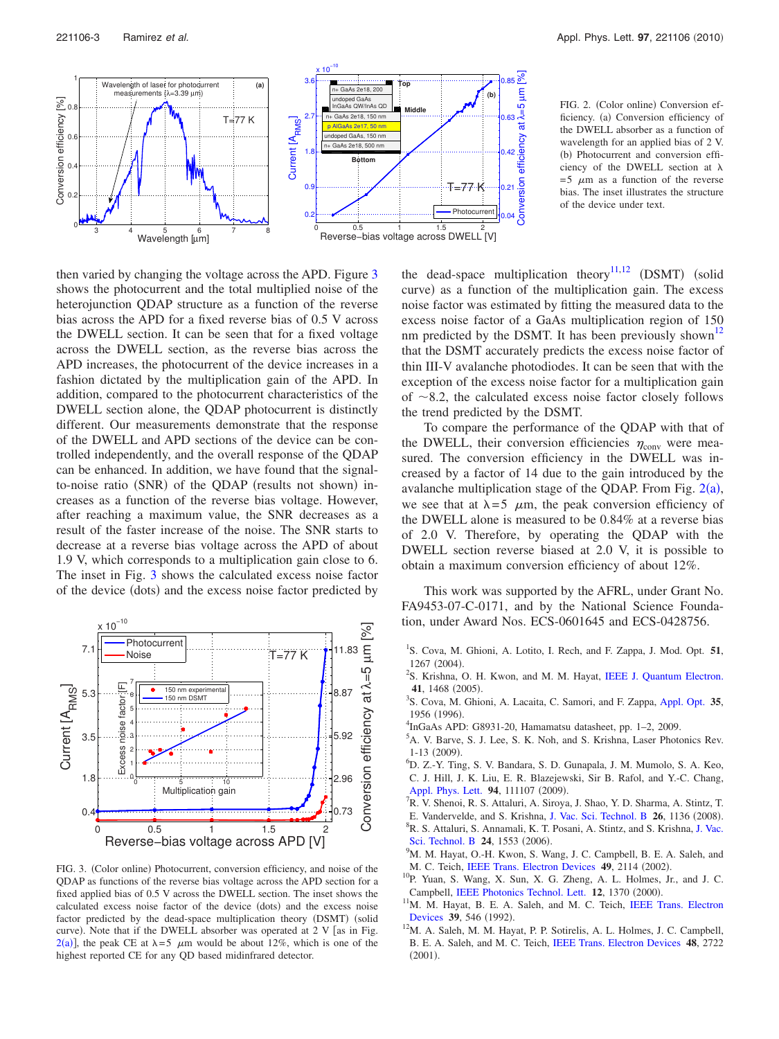Wavelength of laser for photocurrent measurements (λ=3.39 μm)

(a)

T=77 K

Conversion efficiency [%]

Wavelength [μm]

x 10$^{-10}$

Top

n+ GaAs 2e18, 200

undoped GaAs InGaAs QW/InAs QD

Middle

n+ GaAs 2e18, 150 nm

p AlGaAs 2e17, 50 nm

undoped GaAs, 150 nm

n+ GaAs 2e18, 500 nm

Bottom

(b)

T=77 K

Photocurrent

Current [A$_{RMS}$]

Conversion efficiency at λ=5 μm [%]

Reverse−bias voltage across DWELL [V]

FIG. 2. (Color online) Conversion efficiency. (a) Conversion efficiency of the DWELL absorber as a function of wavelength for an applied bias of 2 V. (b) Photocurrent and conversion efficiency of the DWELL section at $\lambda = 5$ $\mu$m as a function of the reverse bias. The inset illustrates the structure of the device under text.

then varied by changing the voltage across the APD. Figure 3 shows the photocurrent and the total multiplied noise of the heterojunction QDAP structure as a function of the reverse bias across the APD for a fixed reverse bias of 0.5 V across the DWELL section. It can be seen that for a fixed voltage across the DWELL section, as the reverse bias across the APD increases, the photocurrent of the device increases in a fashion dictated by the multiplication gain of the APD. In addition, compared to the photocurrent characteristics of the DWELL section alone, the QDAP photocurrent is distinctly different. Our measurements demonstrate that the response of the DWELL and APD sections of the device can be controlled independently, and the overall response of the QDAP can be enhanced. In addition, we have found that the signal-to-noise ratio (SNR) of the QDAP (results not shown) increases as a function of the reverse bias voltage. However, after reaching a maximum value, the SNR decreases as a result of the faster increase of the noise. The SNR starts to decrease at a reverse bias voltage across the APD of about 1.9 V, which corresponds to a multiplication gain close to 6. The inset in Fig. 3 shows the calculated excess noise factor of the device (dots) and the excess noise factor predicted by the dead-space multiplication theory[11,12] (DSMT) (solid curve) as a function of the multiplication gain. The excess noise factor was estimated by fitting the measured data to the excess noise factor of a GaAs multiplication region of 150 nm predicted by the DSMT. It has been previously shown[12] that the DSMT accurately predicts the excess noise factor of thin III-V avalanche photodiodes. It can be seen that with the exception of the excess noise factor for a multiplication gain of ~8.2, the calculated excess noise factor closely follows the trend predicted by the DSMT.

To compare the performance of the QDAP with that of the DWELL, their conversion efficiencies $\eta_{\text{conv}}$ were measured. The conversion efficiency in the DWELL was increased by a factor of 14 due to the gain introduced by the avalanche multiplication stage of the QDAP. From Fig. 2(a), we see that at $\lambda = 5$ $\mu$m, the peak conversion efficiency of the DWELL alone is measured to be 0.84% at a reverse bias of 2.0 V. Therefore, by operating the QDAP with the DWELL section reverse biased at 2.0 V, it is possible to obtain a maximum conversion efficiency of about 12%.

Photocurrent

Noise

T=77 K

150 nm experimental

150 nm DSMT

Excess noise factor [F]

Multiplication gain

Current [A$_{RMS}$]

Conversion efficiency at λ=5 μm [%]

Reverse−bias voltage across APD [V]

FIG. 3. (Color online) Photocurrent, conversion efficiency, and noise of the QDAP as functions of the reverse bias voltage across the APD section for a fixed applied bias of 0.5 V across the DWELL section. The inset shows the calculated excess noise factor of the device (dots) and the excess noise factor predicted by the dead-space multiplication theory (DSMT) (solid curve). Note that if the DWELL absorber was operated at 2 V [as in Fig. 2(a)], the peak CE at $\lambda = 5$ $\mu$m would be about 12%, which is one of the highest reported CE for any QD based midinfrared detector.

This work was supported by the AFRL, under Grant No. FA9453-07-C-0171, and by the National Science Foundation, under Award Nos. ECS-0601645 and ECS-0428756.

[1] S. Cova, M. Ghioni, A. Lotito, I. Rech, and F. Zappa, J. Mod. Opt. **51**, 1267 (2004).
[2] S. Krishna, O. H. Kwon, and M. M. Hayat, IEEE J. Quantum Electron. **41**, 1468 (2005).
[3] S. Cova, M. Ghioni, A. Lacaita, C. Samori, and F. Zappa, Appl. Opt. **35**, 1956 (1996).
[4] InGaAs APD: G8931-20, Hamamatsu datasheet, pp. 1–2, 2009.
[5] A. V. Barve, S. J. Lee, S. K. Noh, and S. Krishna, Laser Photonics Rev. 1-13 (2009).
[6] D. Z.-Y. Ting, S. V. Bandara, S. D. Gunapala, J. M. Mumolo, S. A. Keo, C. J. Hill, J. K. Liu, E. R. Blazejewski, Sir B. Rafol, and Y.-C. Chang, Appl. Phys. Lett. **94**, 111107 (2009).
[7] R. V. Shenoi, R. S. Attaluri, A. Siroya, J. Shao, Y. D. Sharma, A. Stintz, T. E. Vandervelde, and S. Krishna, J. Vac. Sci. Technol. B **26**, 1136 (2008).
[8] R. S. Attaluri, S. Annamali, K. T. Posani, A. Stintz, and S. Krishna, J. Vac. Sci. Technol. B **24**, 1553 (2006).
[9] M. M. Hayat, O.-H. Kwon, S. Wang, J. C. Campbell, B. E. A. Saleh, and M. C. Teich, IEEE Trans. Electron Devices **49**, 2114 (2002).
[10] P. Yuan, S. Wang, X. Sun, X. G. Zheng, A. L. Holmes, Jr., and J. C. Campbell, IEEE Photonics Technol. Lett. **12**, 1370 (2000).
[11] M. M. Hayat, B. E. A. Saleh, and M. C. Teich, IEEE Trans. Electron Devices **39**, 546 (1992).
[12] M. A. Saleh, M. M. Hayat, P. P. Sotirelis, A. L. Holmes, J. C. Campbell, B. E. A. Saleh, and M. C. Teich, IEEE Trans. Electron Devices **48**, 2722 (2001).